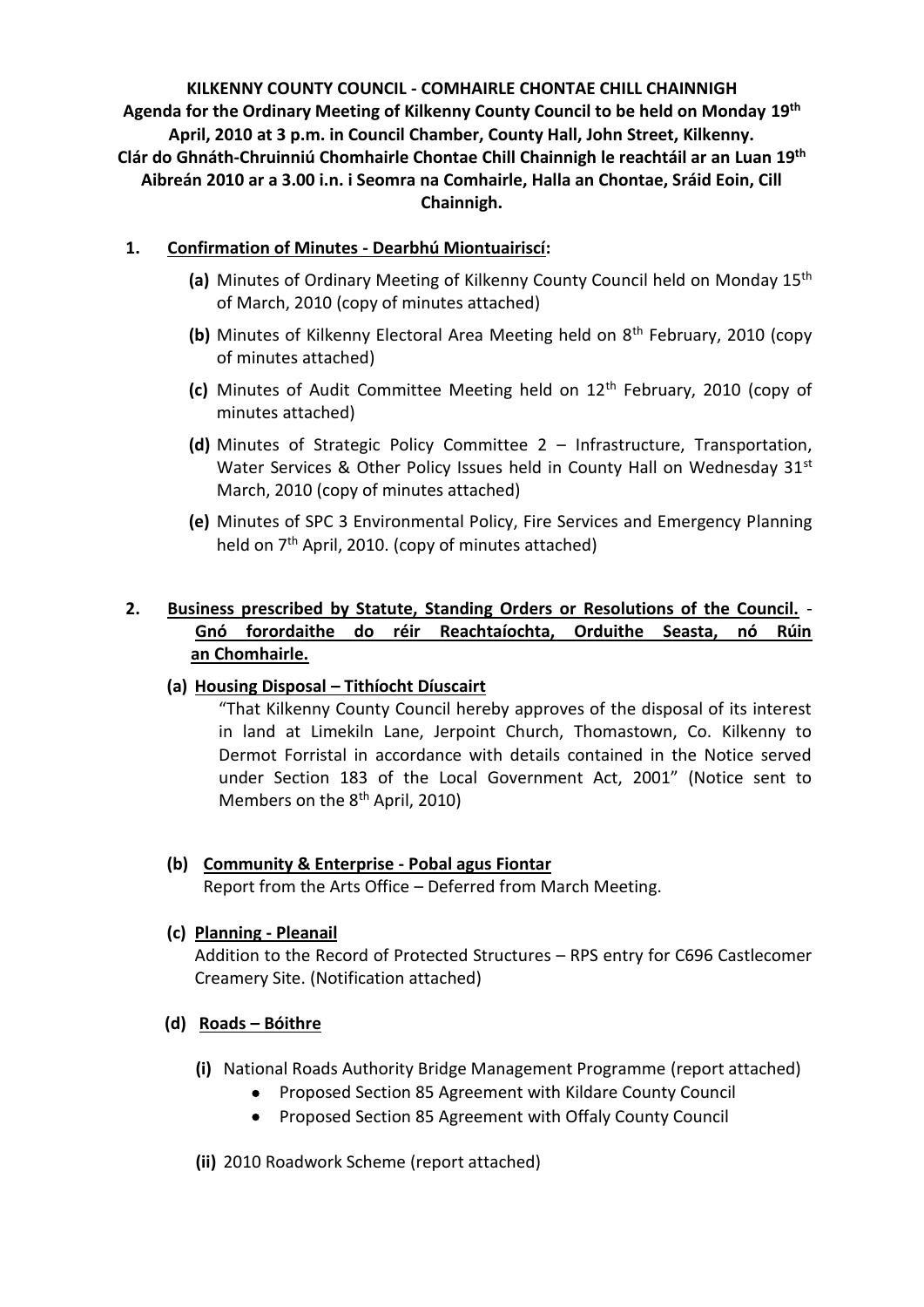**KILKENNY COUNTY COUNCIL - COMHAIRLE CHONTAE CHILL CHAINNIGH**
**Agenda for the Ordinary Meeting of Kilkenny County Council to be held on Monday 19th April, 2010 at 3 p.m. in Council Chamber, County Hall, John Street, Kilkenny.**
**Clár do Ghnáth-Chruinniú Chomhairle Chontae Chill Chainnigh le reachtáil ar an Luan 19th Aibreán 2010 ar a 3.00 i.n. i Seomra na Comhairle, Halla an Chontae, Sráid Eoin, Cill Chainnigh.**

1. **Confirmation of Minutes - Dearbhú Miontuairiscí:**

   **(a)** Minutes of Ordinary Meeting of Kilkenny County Council held on Monday 15th of March, 2010 (copy of minutes attached)

   **(b)** Minutes of Kilkenny Electoral Area Meeting held on 8th February, 2010 (copy of minutes attached)

   **(c)** Minutes of Audit Committee Meeting held on 12th February, 2010 (copy of minutes attached)

   **(d)** Minutes of Strategic Policy Committee 2 – Infrastructure, Transportation, Water Services & Other Policy Issues held in County Hall on Wednesday 31st March, 2010 (copy of minutes attached)

   **(e)** Minutes of SPC 3 Environmental Policy, Fire Services and Emergency Planning held on 7th April, 2010. (copy of minutes attached)

2. **Business prescribed by Statute, Standing Orders or Resolutions of the Council. - Gnó forordaithe do réir Reachtaíochta, Orduithe Seasta, nó Rúin an Chomhairle.**

   **(a) Housing Disposal – Tithíocht Díuscairt**

   "That Kilkenny County Council hereby approves of the disposal of its interest in land at Limekiln Lane, Jerpoint Church, Thomastown, Co. Kilkenny to Dermot Forristal in accordance with details contained in the Notice served under Section 183 of the Local Government Act, 2001" (Notice sent to Members on the 8th April, 2010)

   **(b) Community & Enterprise - Pobal agus Fiontar**

   Report from the Arts Office – Deferred from March Meeting.

   **(c) Planning - Pleanail**

   Addition to the Record of Protected Structures – RPS entry for C696 Castlecomer Creamery Site. (Notification attached)

   **(d) Roads – Bóithre**

   **(i)** National Roads Authority Bridge Management Programme (report attached)
   - Proposed Section 85 Agreement with Kildare County Council
   - Proposed Section 85 Agreement with Offaly County Council

   **(ii)** 2010 Roadwork Scheme (report attached)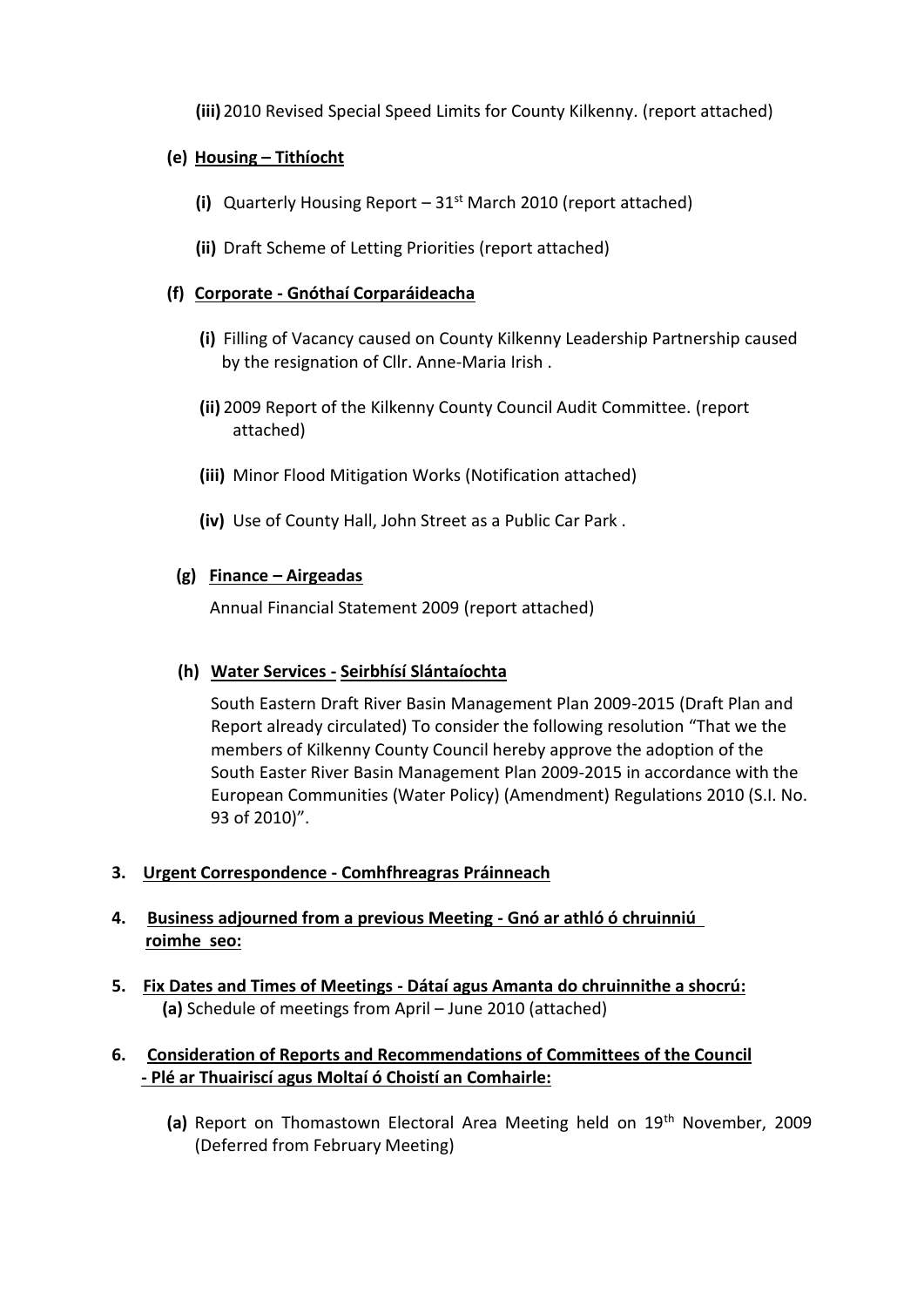**(iii)** 2010 Revised Special Speed Limits for County Kilkenny. (report attached)

**(e) Housing – Tithíocht**

**(i)** Quarterly Housing Report – 31st March 2010 (report attached)

**(ii)** Draft Scheme of Letting Priorities (report attached)

**(f) Corporate - Gnóthaí Corparáideacha**

**(i)** Filling of Vacancy caused on County Kilkenny Leadership Partnership caused by the resignation of Cllr. Anne-Maria Irish .

**(ii)** 2009 Report of the Kilkenny County Council Audit Committee. (report attached)

**(iii)** Minor Flood Mitigation Works (Notification attached)

**(iv)** Use of County Hall, John Street as a Public Car Park .

**(g) Finance – Airgeadas**

Annual Financial Statement 2009 (report attached)

**(h) Water Services - Seirbhísí Slántaíochta**

South Eastern Draft River Basin Management Plan 2009-2015 (Draft Plan and Report already circulated) To consider the following resolution "That we the members of Kilkenny County Council hereby approve the adoption of the South Easter River Basin Management Plan 2009-2015 in accordance with the European Communities (Water Policy) (Amendment) Regulations 2010 (S.I. No. 93 of 2010)".

**3. Urgent Correspondence - Comhfhreagras Práinneach**

**4. Business adjourned from a previous Meeting - Gnó ar athló ó chruinniú roimhe seo:**

**5. Fix Dates and Times of Meetings - Dátaí agus Amanta do chruinnithe a shocrú:**

**(a)** Schedule of meetings from April – June 2010 (attached)

**6. Consideration of Reports and Recommendations of Committees of the Council - Plé ar Thuairiscí agus Moltaí ó Choistí an Comhairle:**

**(a)** Report on Thomastown Electoral Area Meeting held on 19th November, 2009 (Deferred from February Meeting)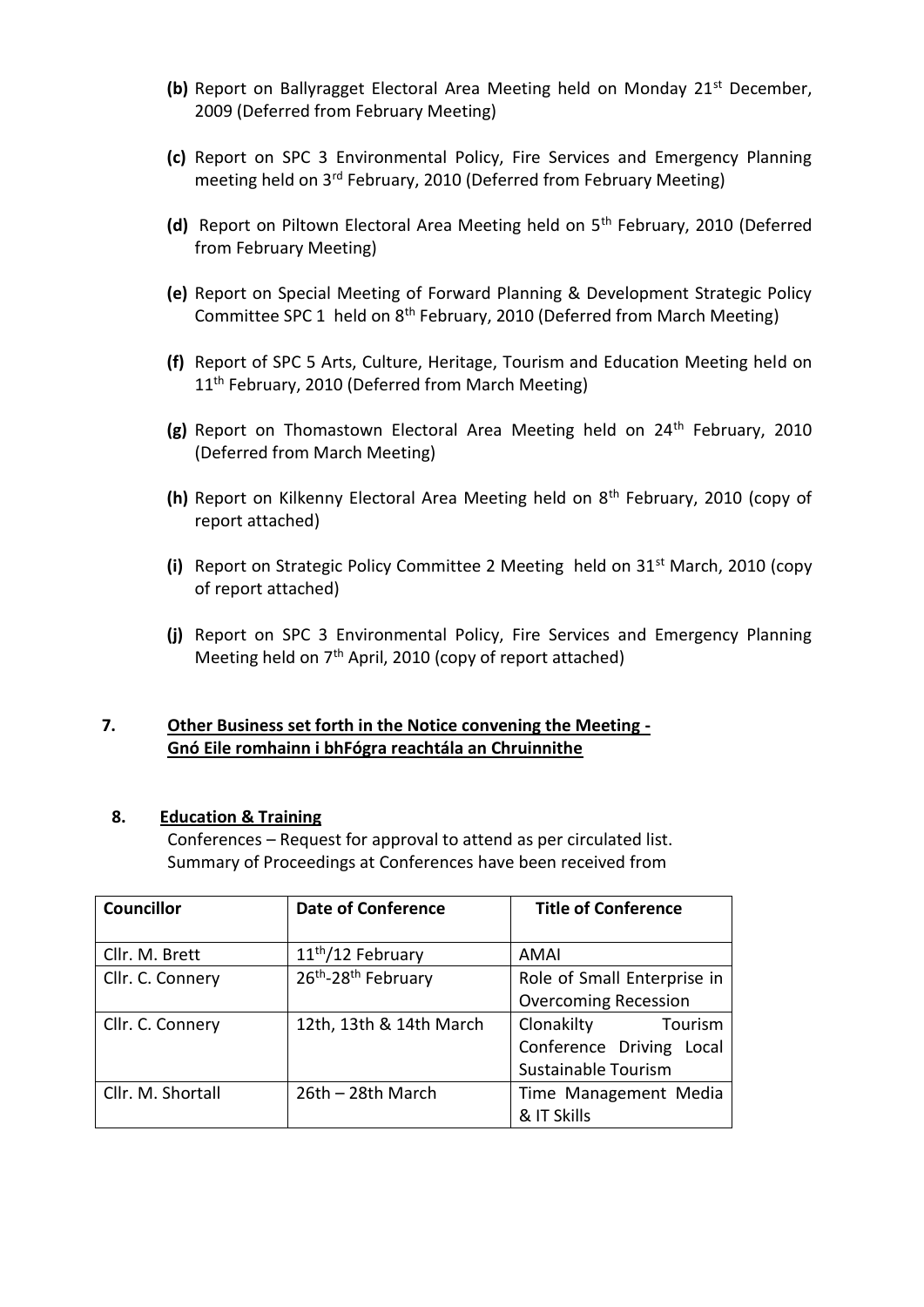**(b)** Report on Ballyragget Electoral Area Meeting held on Monday 21st December, 2009 (Deferred from February Meeting)

**(c)** Report on SPC 3 Environmental Policy, Fire Services and Emergency Planning meeting held on 3rd February, 2010 (Deferred from February Meeting)

**(d)** Report on Piltown Electoral Area Meeting held on 5th February, 2010 (Deferred from February Meeting)

**(e)** Report on Special Meeting of Forward Planning & Development Strategic Policy Committee SPC 1 held on 8th February, 2010 (Deferred from March Meeting)

**(f)** Report of SPC 5 Arts, Culture, Heritage, Tourism and Education Meeting held on 11th February, 2010 (Deferred from March Meeting)

**(g)** Report on Thomastown Electoral Area Meeting held on 24th February, 2010 (Deferred from March Meeting)

**(h)** Report on Kilkenny Electoral Area Meeting held on 8th February, 2010 (copy of report attached)

**(i)** Report on Strategic Policy Committee 2 Meeting held on 31st March, 2010 (copy of report attached)

**(j)** Report on SPC 3 Environmental Policy, Fire Services and Emergency Planning Meeting held on 7th April, 2010 (copy of report attached)

**7. Other Business set forth in the Notice convening the Meeting - Gnó Eile romhainn i bhFógra reachtála an Chruinnithe**

**8. Education & Training**

Conferences – Request for approval to attend as per circulated list.
Summary of Proceedings at Conferences have been received from

| Councillor | Date of Conference | Title of Conference |
|---|---|---|
| Cllr. M. Brett | 11th/12 February | AMAI |
| Cllr. C. Connery | 26th-28th February | Role of Small Enterprise in Overcoming Recession |
| Cllr. C. Connery | 12th, 13th & 14th March | Clonakilty Tourism Conference Driving Local Sustainable Tourism |
| Cllr. M. Shortall | 26th – 28th March | Time Management Media & IT Skills |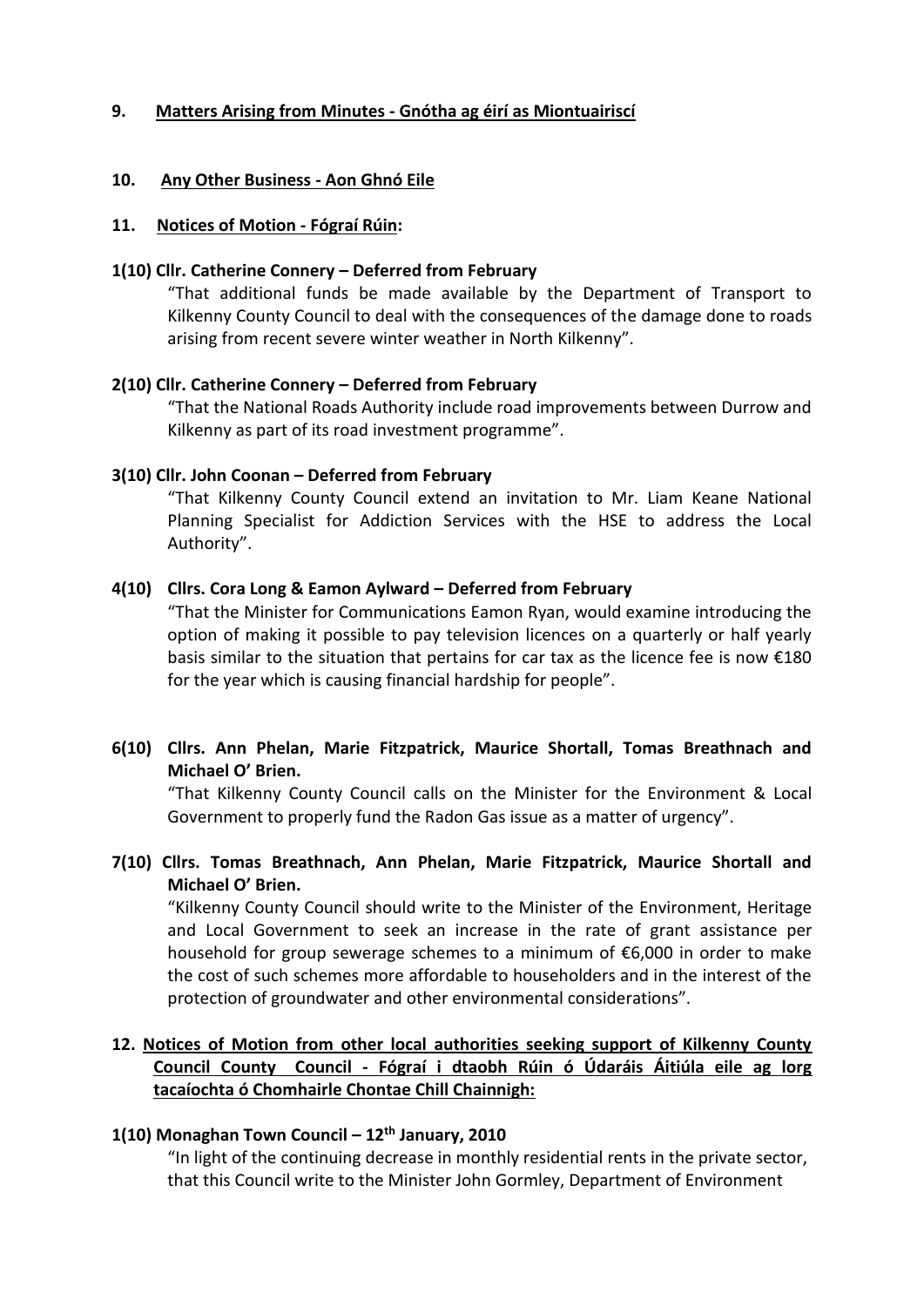**9. Matters Arising from Minutes - Gnótha ag éirí as Miontuairiscí**

**10. Any Other Business - Aon Ghnó Eile**

**11. Notices of Motion - Fógraí Rúin:**

**1(10) Cllr. Catherine Connery – Deferred from February**

"That additional funds be made available by the Department of Transport to Kilkenny County Council to deal with the consequences of the damage done to roads arising from recent severe winter weather in North Kilkenny".

**2(10) Cllr. Catherine Connery – Deferred from February**

"That the National Roads Authority include road improvements between Durrow and Kilkenny as part of its road investment programme".

**3(10) Cllr. John Coonan – Deferred from February**

"That Kilkenny County Council extend an invitation to Mr. Liam Keane National Planning Specialist for Addiction Services with the HSE to address the Local Authority".

**4(10) Cllrs. Cora Long & Eamon Aylward – Deferred from February**

"That the Minister for Communications Eamon Ryan, would examine introducing the option of making it possible to pay television licences on a quarterly or half yearly basis similar to the situation that pertains for car tax as the licence fee is now €180 for the year which is causing financial hardship for people".

**6(10) Cllrs. Ann Phelan, Marie Fitzpatrick, Maurice Shortall, Tomas Breathnach and Michael O' Brien.**

"That Kilkenny County Council calls on the Minister for the Environment & Local Government to properly fund the Radon Gas issue as a matter of urgency".

**7(10) Cllrs. Tomas Breathnach, Ann Phelan, Marie Fitzpatrick, Maurice Shortall and Michael O' Brien.**

"Kilkenny County Council should write to the Minister of the Environment, Heritage and Local Government to seek an increase in the rate of grant assistance per household for group sewerage schemes to a minimum of €6,000 in order to make the cost of such schemes more affordable to householders and in the interest of the protection of groundwater and other environmental considerations".

**12. Notices of Motion from other local authorities seeking support of Kilkenny County Council County Council - Fógraí i dtaobh Rúin ó Údaráis Áitiúla eile ag lorg tacaíochta ó Chomhairle Chontae Chill Chainnigh:**

**1(10) Monaghan Town Council – 12th January, 2010**

"In light of the continuing decrease in monthly residential rents in the private sector, that this Council write to the Minister John Gormley, Department of Environment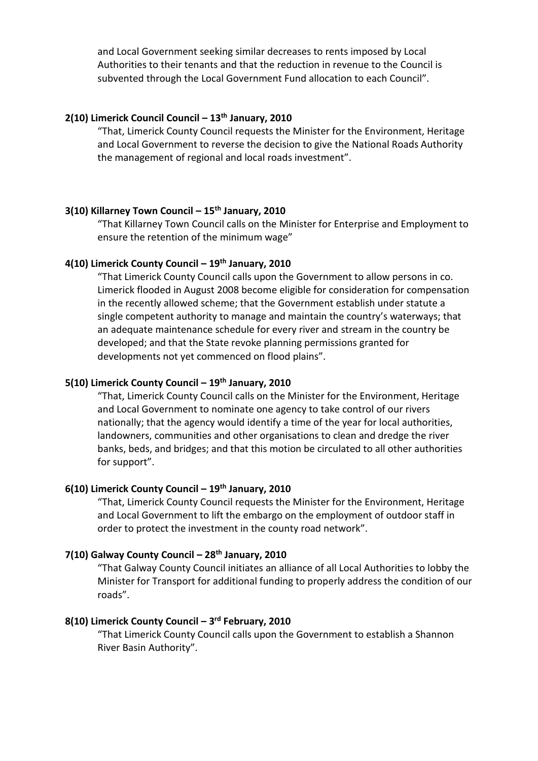and Local Government seeking similar decreases to rents imposed by Local Authorities to their tenants and that the reduction in revenue to the Council is subvented through the Local Government Fund allocation to each Council".

**2(10) Limerick Council Council – 13th January, 2010**

"That, Limerick County Council requests the Minister for the Environment, Heritage and Local Government to reverse the decision to give the National Roads Authority the management of regional and local roads investment".

**3(10) Killarney Town Council – 15th January, 2010**

"That Killarney Town Council calls on the Minister for Enterprise and Employment to ensure the retention of the minimum wage"

**4(10) Limerick County Council – 19th January, 2010**

"That Limerick County Council calls upon the Government to allow persons in co. Limerick flooded in August 2008 become eligible for consideration for compensation in the recently allowed scheme; that the Government establish under statute a single competent authority to manage and maintain the country's waterways; that an adequate maintenance schedule for every river and stream in the country be developed; and that the State revoke planning permissions granted for developments not yet commenced on flood plains".

**5(10) Limerick County Council – 19th January, 2010**

"That, Limerick County Council calls on the Minister for the Environment, Heritage and Local Government to nominate one agency to take control of our rivers nationally; that the agency would identify a time of the year for local authorities, landowners, communities and other organisations to clean and dredge the river banks, beds, and bridges; and that this motion be circulated to all other authorities for support".

**6(10) Limerick County Council – 19th January, 2010**

"That, Limerick County Council requests the Minister for the Environment, Heritage and Local Government to lift the embargo on the employment of outdoor staff in order to protect the investment in the county road network".

**7(10) Galway County Council – 28th January, 2010**

"That Galway County Council initiates an alliance of all Local Authorities to lobby the Minister for Transport for additional funding to properly address the condition of our roads".

**8(10) Limerick County Council – 3rd February, 2010**

"That Limerick County Council calls upon the Government to establish a Shannon River Basin Authority".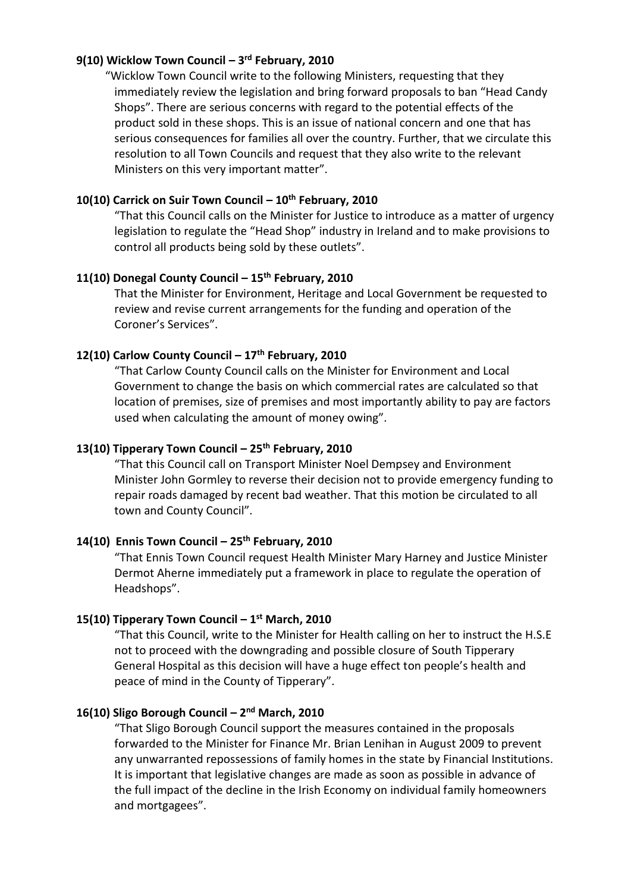**9(10) Wicklow Town Council – 3rd February, 2010**

"Wicklow Town Council write to the following Ministers, requesting that they immediately review the legislation and bring forward proposals to ban "Head Candy Shops". There are serious concerns with regard to the potential effects of the product sold in these shops. This is an issue of national concern and one that has serious consequences for families all over the country. Further, that we circulate this resolution to all Town Councils and request that they also write to the relevant Ministers on this very important matter".

**10(10) Carrick on Suir Town Council – 10th February, 2010**

"That this Council calls on the Minister for Justice to introduce as a matter of urgency legislation to regulate the "Head Shop" industry in Ireland and to make provisions to control all products being sold by these outlets".

**11(10) Donegal County Council – 15th February, 2010**

That the Minister for Environment, Heritage and Local Government be requested to review and revise current arrangements for the funding and operation of the Coroner's Services".

**12(10) Carlow County Council – 17th February, 2010**

"That Carlow County Council calls on the Minister for Environment and Local Government to change the basis on which commercial rates are calculated so that location of premises, size of premises and most importantly ability to pay are factors used when calculating the amount of money owing".

**13(10) Tipperary Town Council – 25th February, 2010**

"That this Council call on Transport Minister Noel Dempsey and Environment Minister John Gormley to reverse their decision not to provide emergency funding to repair roads damaged by recent bad weather. That this motion be circulated to all town and County Council".

**14(10) Ennis Town Council – 25th February, 2010**

"That Ennis Town Council request Health Minister Mary Harney and Justice Minister Dermot Aherne immediately put a framework in place to regulate the operation of Headshops".

**15(10) Tipperary Town Council – 1st March, 2010**

"That this Council, write to the Minister for Health calling on her to instruct the H.S.E not to proceed with the downgrading and possible closure of South Tipperary General Hospital as this decision will have a huge effect ton people's health and peace of mind in the County of Tipperary".

**16(10) Sligo Borough Council – 2nd March, 2010**

"That Sligo Borough Council support the measures contained in the proposals forwarded to the Minister for Finance Mr. Brian Lenihan in August 2009 to prevent any unwarranted repossessions of family homes in the state by Financial Institutions. It is important that legislative changes are made as soon as possible in advance of the full impact of the decline in the Irish Economy on individual family homeowners and mortgagees".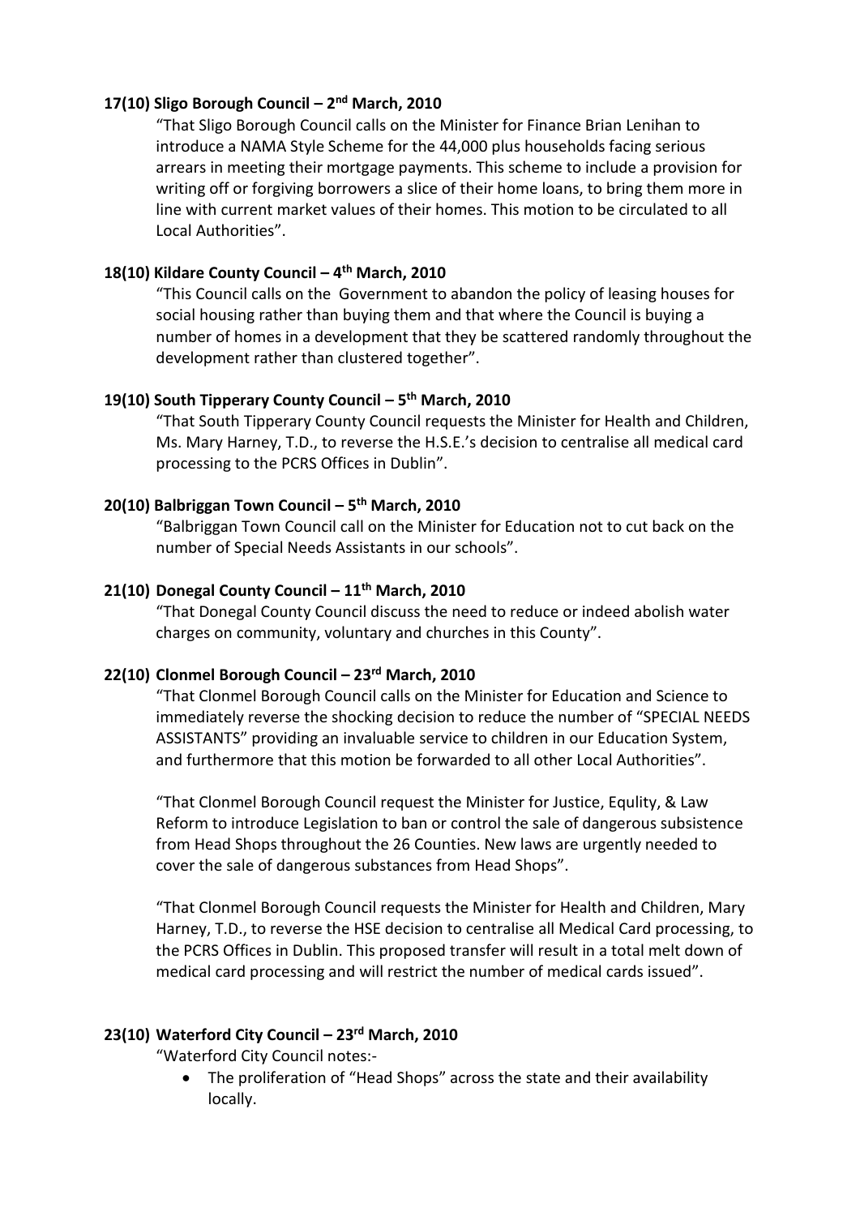**17(10) Sligo Borough Council – 2nd March, 2010**

"That Sligo Borough Council calls on the Minister for Finance Brian Lenihan to introduce a NAMA Style Scheme for the 44,000 plus households facing serious arrears in meeting their mortgage payments. This scheme to include a provision for writing off or forgiving borrowers a slice of their home loans, to bring them more in line with current market values of their homes. This motion to be circulated to all Local Authorities".

**18(10) Kildare County Council – 4th March, 2010**

"This Council calls on the Government to abandon the policy of leasing houses for social housing rather than buying them and that where the Council is buying a number of homes in a development that they be scattered randomly throughout the development rather than clustered together".

**19(10) South Tipperary County Council – 5th March, 2010**

"That South Tipperary County Council requests the Minister for Health and Children, Ms. Mary Harney, T.D., to reverse the H.S.E.'s decision to centralise all medical card processing to the PCRS Offices in Dublin".

**20(10) Balbriggan Town Council – 5th March, 2010**

"Balbriggan Town Council call on the Minister for Education not to cut back on the number of Special Needs Assistants in our schools".

**21(10) Donegal County Council – 11th March, 2010**

"That Donegal County Council discuss the need to reduce or indeed abolish water charges on community, voluntary and churches in this County".

**22(10) Clonmel Borough Council – 23rd March, 2010**

"That Clonmel Borough Council calls on the Minister for Education and Science to immediately reverse the shocking decision to reduce the number of "SPECIAL NEEDS ASSISTANTS" providing an invaluable service to children in our Education System, and furthermore that this motion be forwarded to all other Local Authorities".

"That Clonmel Borough Council request the Minister for Justice, Equlity, & Law Reform to introduce Legislation to ban or control the sale of dangerous subsistence from Head Shops throughout the 26 Counties. New laws are urgently needed to cover the sale of dangerous substances from Head Shops".

"That Clonmel Borough Council requests the Minister for Health and Children, Mary Harney, T.D., to reverse the HSE decision to centralise all Medical Card processing, to the PCRS Offices in Dublin. This proposed transfer will result in a total melt down of medical card processing and will restrict the number of medical cards issued".

**23(10) Waterford City Council – 23rd March, 2010**

"Waterford City Council notes:-

- The proliferation of "Head Shops" across the state and their availability locally.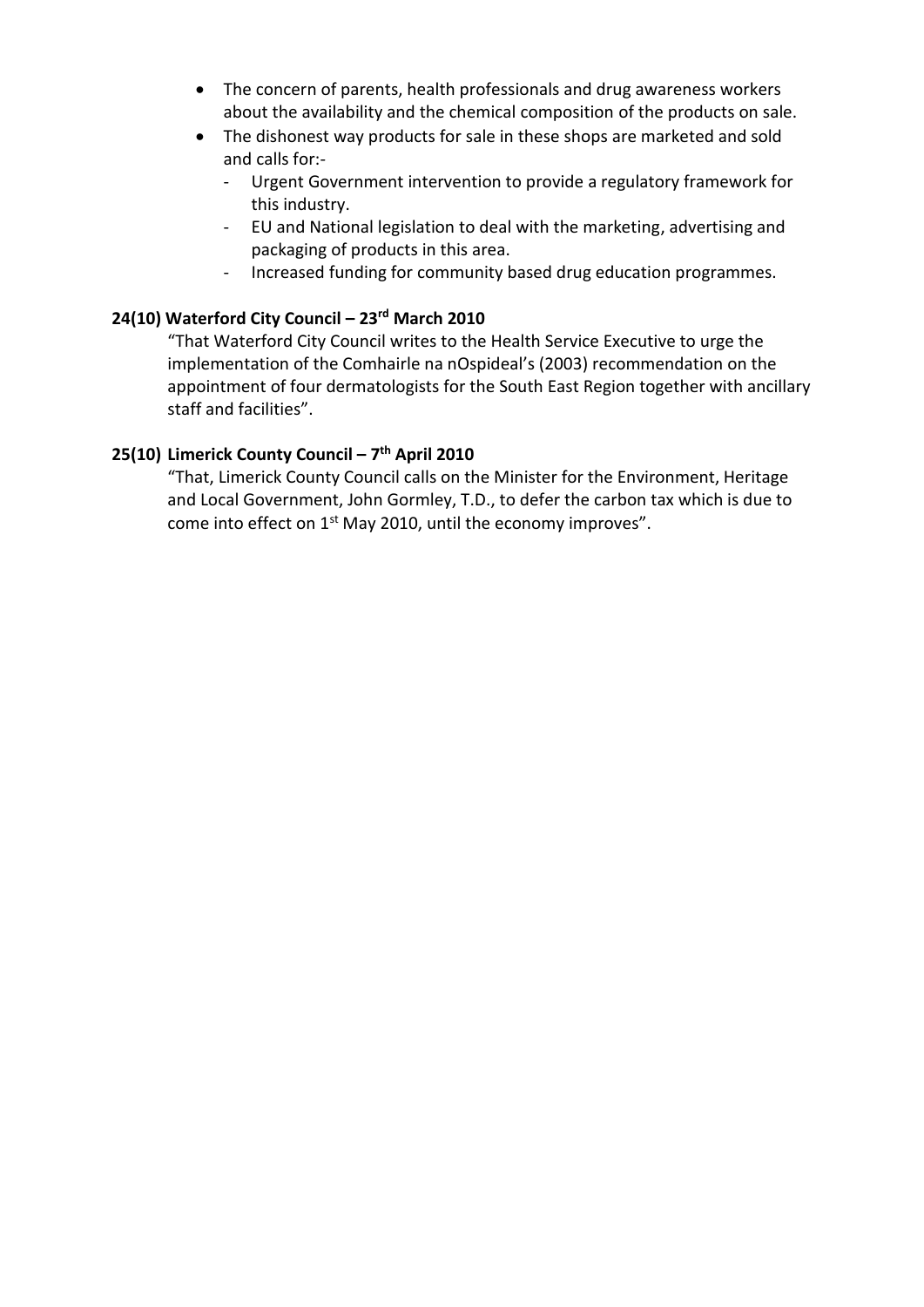- The concern of parents, health professionals and drug awareness workers about the availability and the chemical composition of the products on sale.
- The dishonest way products for sale in these shops are marketed and sold and calls for:-
  - Urgent Government intervention to provide a regulatory framework for this industry.
  - EU and National legislation to deal with the marketing, advertising and packaging of products in this area.
  - Increased funding for community based drug education programmes.

**24(10) Waterford City Council – 23rd March 2010**

"That Waterford City Council writes to the Health Service Executive to urge the implementation of the Comhairle na nOspideal's (2003) recommendation on the appointment of four dermatologists for the South East Region together with ancillary staff and facilities".

**25(10) Limerick County Council – 7th April 2010**

"That, Limerick County Council calls on the Minister for the Environment, Heritage and Local Government, John Gormley, T.D., to defer the carbon tax which is due to come into effect on 1st May 2010, until the economy improves".